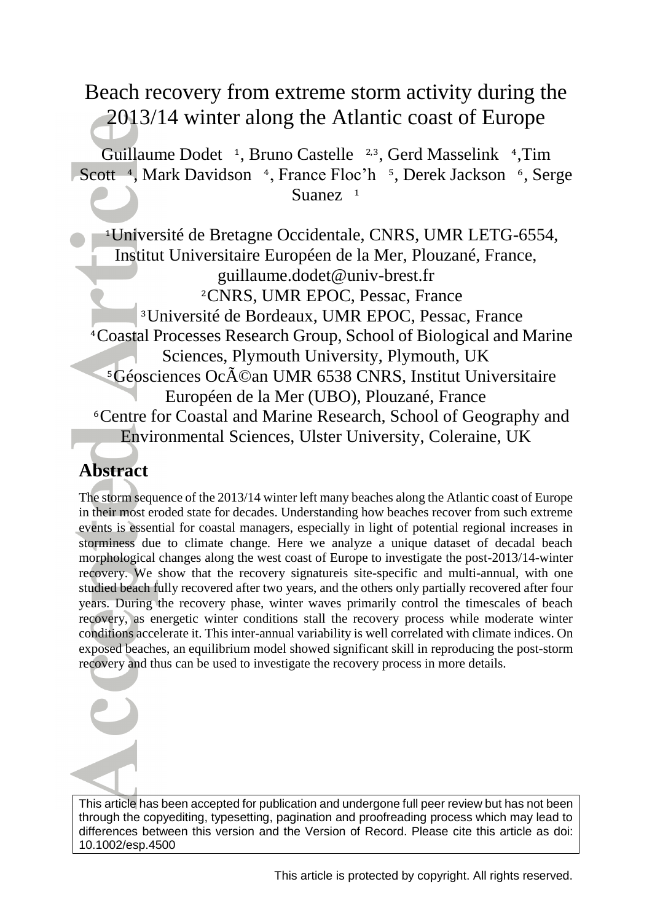# Beach recovery from extreme storm activity during the 2013/14 winter along the Atlantic coast of Europe

Guillaume Dodet [1], Bruno Castelle [2,3], Gerd Masselink [4], Tim Scott [4], Mark Davidson [4], France Floc'h [5], Derek Jackson [6], Serge Suanez [1]

[1] Université de Bretagne Occidentale, CNRS, UMR LETG-6554, Institut Universitaire Européen de la Mer, Plouzané, France, guillaume.dodet@univ-brest.fr

[2] CNRS, UMR EPOC, Pessac, France

[3] Université de Bordeaux, UMR EPOC, Pessac, France

[4] Coastal Processes Research Group, School of Biological and Marine Sciences, Plymouth University, Plymouth, UK

[5] Géosciences OcÃ©an UMR 6538 CNRS, Institut Universitaire Européen de la Mer (UBO), Plouzané, France

[6] Centre for Coastal and Marine Research, School of Geography and Environmental Sciences, Ulster University, Coleraine, UK

## Abstract

The storm sequence of the 2013/14 winter left many beaches along the Atlantic coast of Europe in their most eroded state for decades. Understanding how beaches recover from such extreme events is essential for coastal managers, especially in light of potential regional increases in storminess due to climate change. Here we analyze a unique dataset of decadal beach morphological changes along the west coast of Europe to investigate the post-2013/14-winter recovery. We show that the recovery signatureis site-specific and multi-annual, with one studied beach fully recovered after two years, and the others only partially recovered after four years. During the recovery phase, winter waves primarily control the timescales of beach recovery, as energetic winter conditions stall the recovery process while moderate winter conditions accelerate it. This inter-annual variability is well correlated with climate indices. On exposed beaches, an equilibrium model showed significant skill in reproducing the post-storm recovery and thus can be used to investigate the recovery process in more details.

This article has been accepted for publication and undergone full peer review but has not been through the copyediting, typesetting, pagination and proofreading process which may lead to differences between this version and the Version of Record. Please cite this article as doi: 10.1002/esp.4500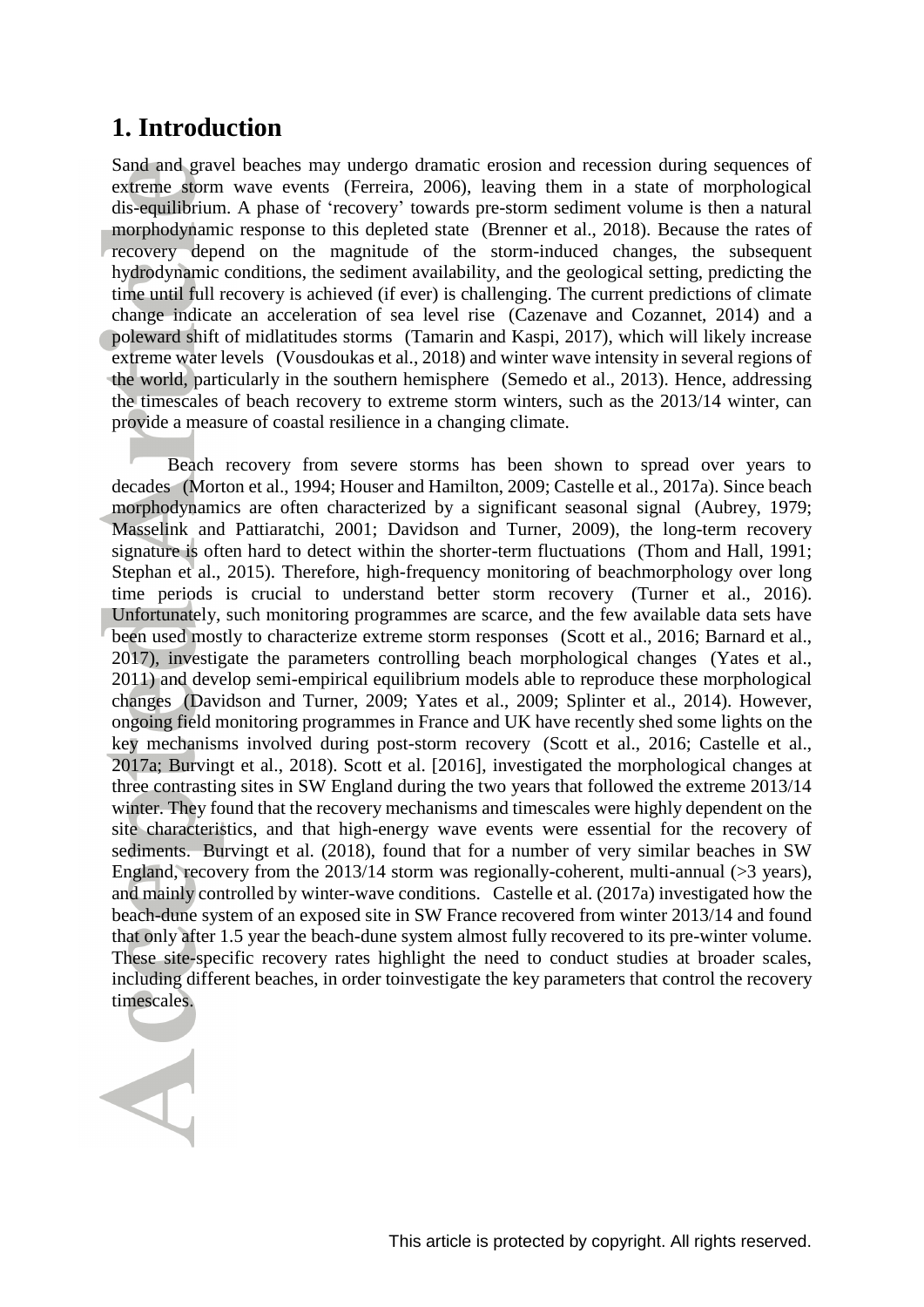# 1. Introduction

Sand and gravel beaches may undergo dramatic erosion and recession during sequences of extreme storm wave events (Ferreira, 2006), leaving them in a state of morphological dis-equilibrium. A phase of 'recovery' towards pre-storm sediment volume is then a natural morphodynamic response to this depleted state (Brenner et al., 2018). Because the rates of recovery depend on the magnitude of the storm-induced changes, the subsequent hydrodynamic conditions, the sediment availability, and the geological setting, predicting the time until full recovery is achieved (if ever) is challenging. The current predictions of climate change indicate an acceleration of sea level rise (Cazenave and Cozannet, 2014) and a poleward shift of midlatitudes storms (Tamarin and Kaspi, 2017), which will likely increase extreme water levels (Vousdoukas et al., 2018) and winter wave intensity in several regions of the world, particularly in the southern hemisphere (Semedo et al., 2013). Hence, addressing the timescales of beach recovery to extreme storm winters, such as the 2013/14 winter, can provide a measure of coastal resilience in a changing climate.

Beach recovery from severe storms has been shown to spread over years to decades (Morton et al., 1994; Houser and Hamilton, 2009; Castelle et al., 2017a). Since beach morphodynamics are often characterized by a significant seasonal signal (Aubrey, 1979; Masselink and Pattiaratchi, 2001; Davidson and Turner, 2009), the long-term recovery signature is often hard to detect within the shorter-term fluctuations (Thom and Hall, 1991; Stephan et al., 2015). Therefore, high-frequency monitoring of beachmorphology over long time periods is crucial to understand better storm recovery (Turner et al., 2016). Unfortunately, such monitoring programmes are scarce, and the few available data sets have been used mostly to characterize extreme storm responses (Scott et al., 2016; Barnard et al., 2017), investigate the parameters controlling beach morphological changes (Yates et al., 2011) and develop semi-empirical equilibrium models able to reproduce these morphological changes (Davidson and Turner, 2009; Yates et al., 2009; Splinter et al., 2014). However, ongoing field monitoring programmes in France and UK have recently shed some lights on the key mechanisms involved during post-storm recovery (Scott et al., 2016; Castelle et al., 2017a; Burvingt et al., 2018). Scott et al. [2016], investigated the morphological changes at three contrasting sites in SW England during the two years that followed the extreme 2013/14 winter. They found that the recovery mechanisms and timescales were highly dependent on the site characteristics, and that high-energy wave events were essential for the recovery of sediments. Burvingt et al. (2018), found that for a number of very similar beaches in SW England, recovery from the 2013/14 storm was regionally-coherent, multi-annual (>3 years), and mainly controlled by winter-wave conditions. Castelle et al. (2017a) investigated how the beach-dune system of an exposed site in SW France recovered from winter 2013/14 and found that only after 1.5 year the beach-dune system almost fully recovered to its pre-winter volume. These site-specific recovery rates highlight the need to conduct studies at broader scales, including different beaches, in order toinvestigate the key parameters that control the recovery timescales.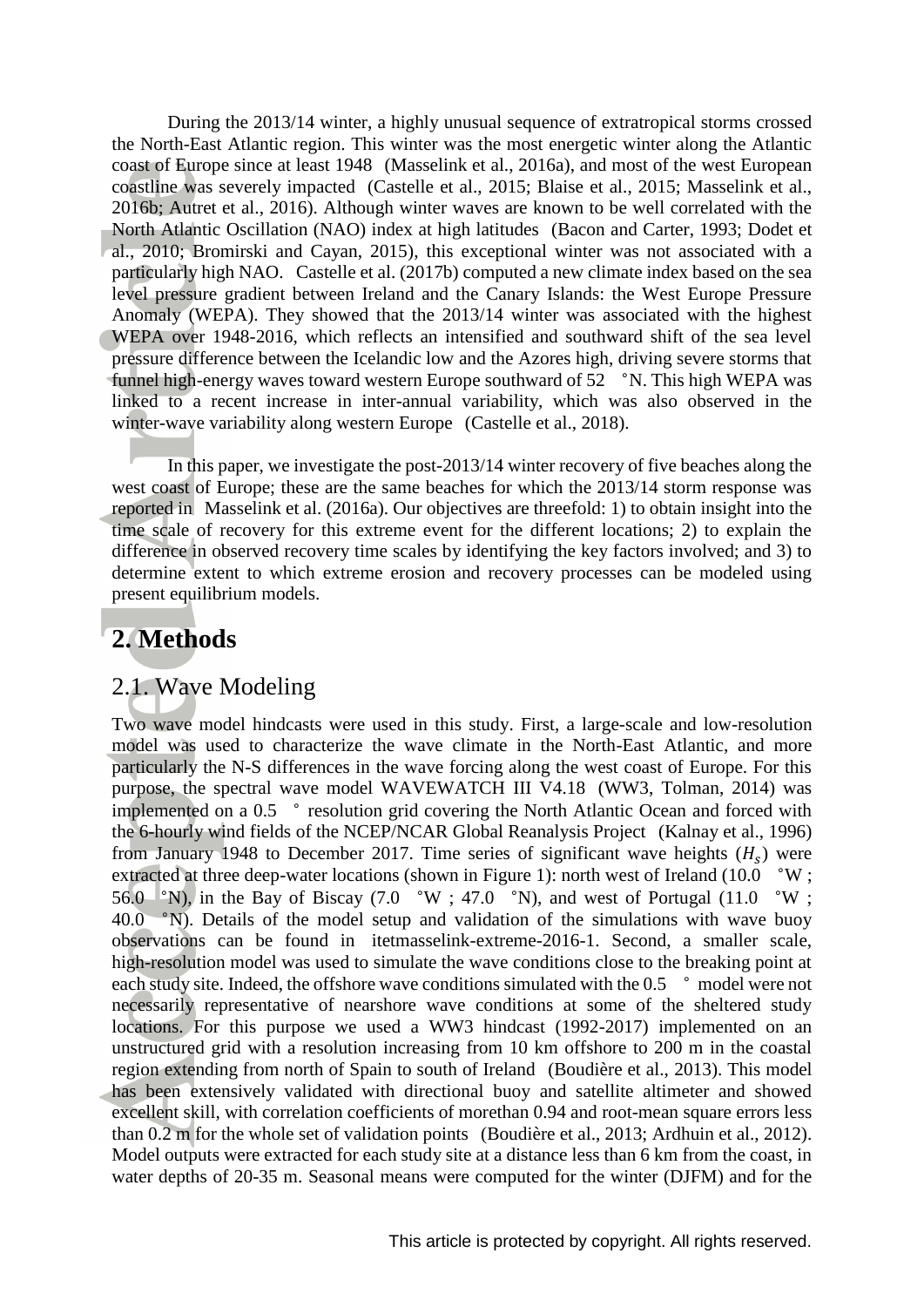During the 2013/14 winter, a highly unusual sequence of extratropical storms crossed the North-East Atlantic region. This winter was the most energetic winter along the Atlantic coast of Europe since at least 1948 (Masselink et al., 2016a), and most of the west European coastline was severely impacted (Castelle et al., 2015; Blaise et al., 2015; Masselink et al., 2016b; Autret et al., 2016). Although winter waves are known to be well correlated with the North Atlantic Oscillation (NAO) index at high latitudes (Bacon and Carter, 1993; Dodet et al., 2010; Bromirski and Cayan, 2015), this exceptional winter was not associated with a particularly high NAO. Castelle et al. (2017b) computed a new climate index based on the sea level pressure gradient between Ireland and the Canary Islands: the West Europe Pressure Anomaly (WEPA). They showed that the 2013/14 winter was associated with the highest WEPA over 1948-2016, which reflects an intensified and southward shift of the sea level pressure difference between the Icelandic low and the Azores high, driving severe storms that funnel high-energy waves toward western Europe southward of 52 °N. This high WEPA was linked to a recent increase in inter-annual variability, which was also observed in the winter-wave variability along western Europe (Castelle et al., 2018).

In this paper, we investigate the post-2013/14 winter recovery of five beaches along the west coast of Europe; these are the same beaches for which the 2013/14 storm response was reported in Masselink et al. (2016a). Our objectives are threefold: 1) to obtain insight into the time scale of recovery for this extreme event for the different locations; 2) to explain the difference in observed recovery time scales by identifying the key factors involved; and 3) to determine extent to which extreme erosion and recovery processes can be modeled using present equilibrium models.

# 2. Methods

## 2.1. Wave Modeling

Two wave model hindcasts were used in this study. First, a large-scale and low-resolution model was used to characterize the wave climate in the North-East Atlantic, and more particularly the N-S differences in the wave forcing along the west coast of Europe. For this purpose, the spectral wave model WAVEWATCH III V4.18 (WW3, Tolman, 2014) was implemented on a 0.5 ° resolution grid covering the North Atlantic Ocean and forced with the 6-hourly wind fields of the NCEP/NCAR Global Reanalysis Project (Kalnay et al., 1996) from January 1948 to December 2017. Time series of significant wave heights ($H_s$) were extracted at three deep-water locations (shown in Figure 1): north west of Ireland (10.0 °W ; 56.0 °N), in the Bay of Biscay (7.0 °W ; 47.0 °N), and west of Portugal (11.0 °W ; 40.0 °N). Details of the model setup and validation of the simulations with wave buoy observations can be found in itetmasselink-extreme-2016-1. Second, a smaller scale, high-resolution model was used to simulate the wave conditions close to the breaking point at each study site. Indeed, the offshore wave conditions simulated with the 0.5 ° model were not necessarily representative of nearshore wave conditions at some of the sheltered study locations. For this purpose we used a WW3 hindcast (1992-2017) implemented on an unstructured grid with a resolution increasing from 10 km offshore to 200 m in the coastal region extending from north of Spain to south of Ireland (Boudière et al., 2013). This model has been extensively validated with directional buoy and satellite altimeter and showed excellent skill, with correlation coefficients of morethan 0.94 and root-mean square errors less than 0.2 m for the whole set of validation points (Boudière et al., 2013; Ardhuin et al., 2012). Model outputs were extracted for each study site at a distance less than 6 km from the coast, in water depths of 20-35 m. Seasonal means were computed for the winter (DJFM) and for the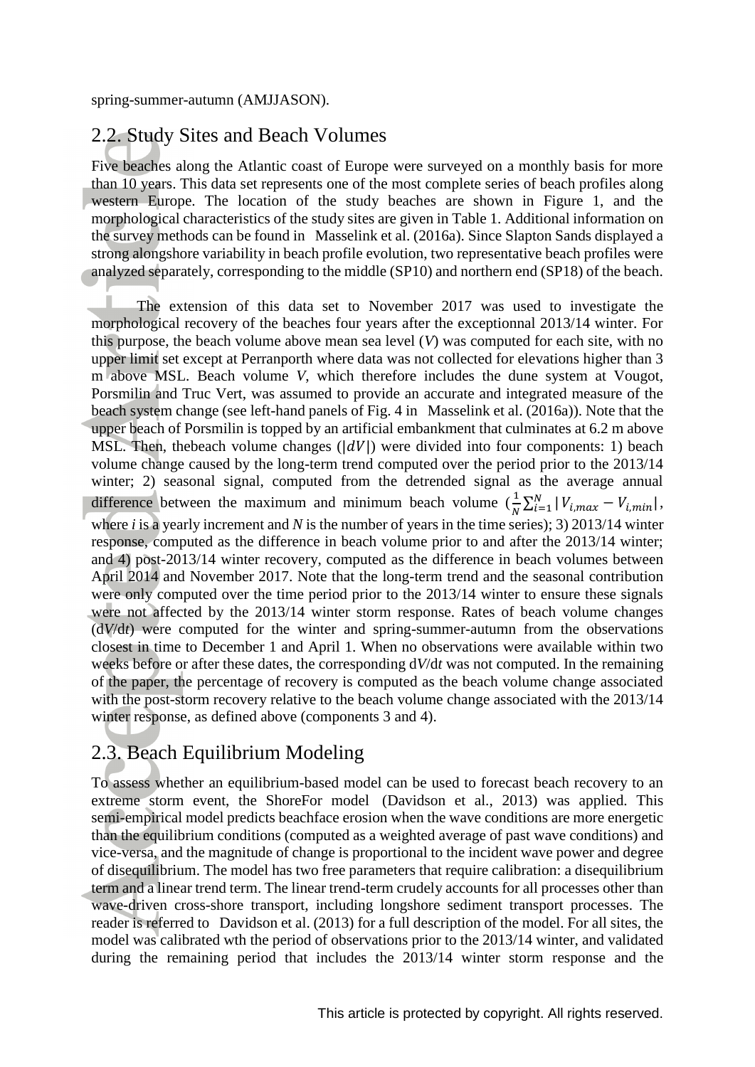spring-summer-autumn (AMJJASON).

## 2.2. Study Sites and Beach Volumes

Five beaches along the Atlantic coast of Europe were surveyed on a monthly basis for more than 10 years. This data set represents one of the most complete series of beach profiles along western Europe. The location of the study beaches are shown in Figure 1, and the morphological characteristics of the study sites are given in Table 1. Additional information on the survey methods can be found in Masselink et al. (2016a). Since Slapton Sands displayed a strong alongshore variability in beach profile evolution, two representative beach profiles were analyzed separately, corresponding to the middle (SP10) and northern end (SP18) of the beach.

The extension of this data set to November 2017 was used to investigate the morphological recovery of the beaches four years after the exceptionnal 2013/14 winter. For this purpose, the beach volume above mean sea level (*V*) was computed for each site, with no upper limit set except at Perranporth where data was not collected for elevations higher than 3 m above MSL. Beach volume *V*, which therefore includes the dune system at Vougot, Porsmilin and Truc Vert, was assumed to provide an accurate and integrated measure of the beach system change (see left-hand panels of Fig. 4 in Masselink et al. (2016a)). Note that the upper beach of Porsmilin is topped by an artificial embankment that culminates at 6.2 m above MSL. Then, thebeach volume changes ($|dV|$) were divided into four components: 1) beach volume change caused by the long-term trend computed over the period prior to the 2013/14 winter; 2) seasonal signal, computed from the detrended signal as the average annual difference between the maximum and minimum beach volume ($\frac{1}{N}\sum_{i=1}^{N}|V_{i,max} - V_{i,min}|$, where *i* is a yearly increment and *N* is the number of years in the time series); 3) 2013/14 winter response, computed as the difference in beach volume prior to and after the 2013/14 winter; and 4) post-2013/14 winter recovery, computed as the difference in beach volumes between April 2014 and November 2017. Note that the long-term trend and the seasonal contribution were only computed over the time period prior to the 2013/14 winter to ensure these signals were not affected by the 2013/14 winter storm response. Rates of beach volume changes ($dV/dt$) were computed for the winter and spring-summer-autumn from the observations closest in time to December 1 and April 1. When no observations were available within two weeks before or after these dates, the corresponding $dV/dt$ was not computed. In the remaining of the paper, the percentage of recovery is computed as the beach volume change associated with the post-storm recovery relative to the beach volume change associated with the 2013/14 winter response, as defined above (components 3 and 4).

## 2.3. Beach Equilibrium Modeling

To assess whether an equilibrium-based model can be used to forecast beach recovery to an extreme storm event, the ShoreFor model (Davidson et al., 2013) was applied. This semi-empirical model predicts beachface erosion when the wave conditions are more energetic than the equilibrium conditions (computed as a weighted average of past wave conditions) and vice-versa, and the magnitude of change is proportional to the incident wave power and degree of disequilibrium. The model has two free parameters that require calibration: a disequilibrium term and a linear trend term. The linear trend-term crudely accounts for all processes other than wave-driven cross-shore transport, including longshore sediment transport processes. The reader is referred to Davidson et al. (2013) for a full description of the model. For all sites, the model was calibrated wth the period of observations prior to the 2013/14 winter, and validated during the remaining period that includes the 2013/14 winter storm response and the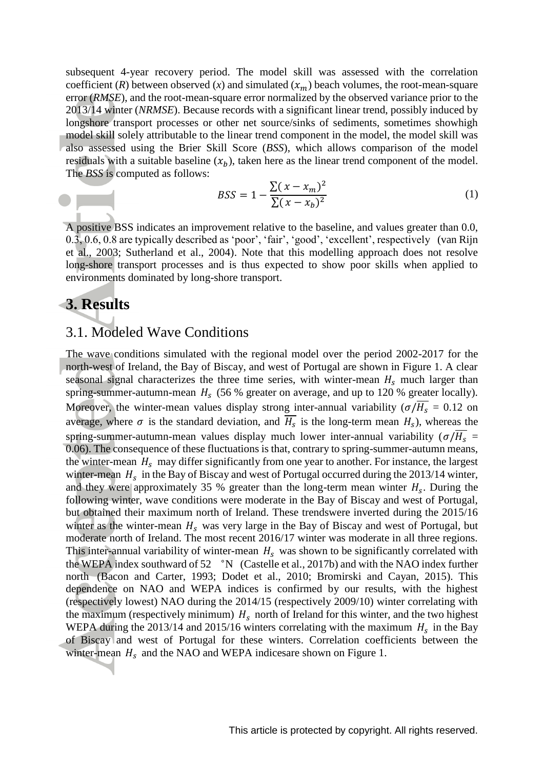subsequent 4-year recovery period. The model skill was assessed with the correlation coefficient (*R*) between observed (*x*) and simulated ($x_m$) beach volumes, the root-mean-square error (*RMSE*), and the root-mean-square error normalized by the observed variance prior to the 2013/14 winter (*NRMSE*). Because records with a significant linear trend, possibly induced by longshore transport processes or other net source/sinks of sediments, sometimes showhigh model skill solely attributable to the linear trend component in the model, the model skill was also assessed using the Brier Skill Score (*BSS*), which allows comparison of the model residuals with a suitable baseline ($x_b$), taken here as the linear trend component of the model. The *BSS* is computed as follows:

$$BSS = 1 - \frac{\sum( x - x_m)^2}{\sum( x - x_b)^2} \tag{1}$$

A positive BSS indicates an improvement relative to the baseline, and values greater than 0.0, 0.3, 0.6, 0.8 are typically described as 'poor', 'fair', 'good', 'excellent', respectively (van Rijn et al., 2003; Sutherland et al., 2004). Note that this modelling approach does not resolve long-shore transport processes and is thus expected to show poor skills when applied to environments dominated by long-shore transport.

# 3. Results

## 3.1. Modeled Wave Conditions

The wave conditions simulated with the regional model over the period 2002-2017 for the north-west of Ireland, the Bay of Biscay, and west of Portugal are shown in Figure 1. A clear seasonal signal characterizes the three time series, with winter-mean $H_s$ much larger than spring-summer-autumn-mean $H_s$ (56 % greater on average, and up to 120 % greater locally). Moreover, the winter-mean values display strong inter-annual variability ($\sigma/\overline{H_s}$ = 0.12 on average, where $\sigma$ is the standard deviation, and $\overline{H_s}$ is the long-term mean $H_s$), whereas the spring-summer-autumn-mean values display much lower inter-annual variability ($\sigma/\overline{H_s}$ = 0.06). The consequence of these fluctuations is that, contrary to spring-summer-autumn means, the winter-mean $H_s$ may differ significantly from one year to another. For instance, the largest winter-mean $H_s$ in the Bay of Biscay and west of Portugal occurred during the 2013/14 winter, and they were approximately 35 % greater than the long-term mean winter $H_s$. During the following winter, wave conditions were moderate in the Bay of Biscay and west of Portugal, but obtained their maximum north of Ireland. These trendswere inverted during the 2015/16 winter as the winter-mean $H_s$ was very large in the Bay of Biscay and west of Portugal, but moderate north of Ireland. The most recent 2016/17 winter was moderate in all three regions. This inter-annual variability of winter-mean $H_s$ was shown to be significantly correlated with the WEPA index southward of 52 °N (Castelle et al., 2017b) and with the NAO index further north (Bacon and Carter, 1993; Dodet et al., 2010; Bromirski and Cayan, 2015). This dependence on NAO and WEPA indices is confirmed by our results, with the highest (respectively lowest) NAO during the 2014/15 (respectively 2009/10) winter correlating with the maximum (respectively minimum) $H_s$ north of Ireland for this winter, and the two highest WEPA during the 2013/14 and 2015/16 winters correlating with the maximum $H_s$ in the Bay of Biscay and west of Portugal for these winters. Correlation coefficients between the winter-mean $H_s$ and the NAO and WEPA indicesare shown on Figure 1.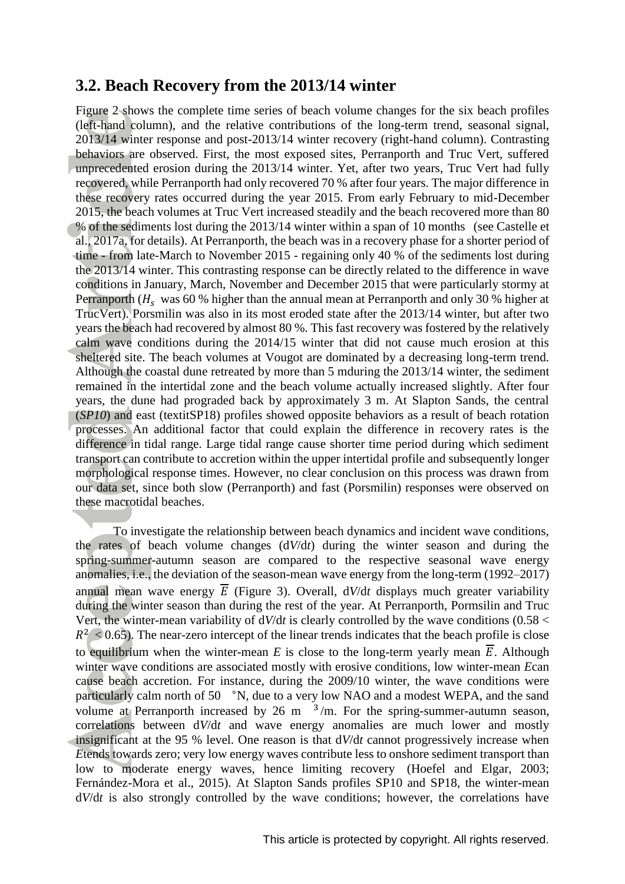## 3.2. Beach Recovery from the 2013/14 winter

Figure 2 shows the complete time series of beach volume changes for the six beach profiles (left-hand column), and the relative contributions of the long-term trend, seasonal signal, 2013/14 winter response and post-2013/14 winter recovery (right-hand column). Contrasting behaviors are observed. First, the most exposed sites, Perranporth and Truc Vert, suffered unprecedented erosion during the 2013/14 winter. Yet, after two years, Truc Vert had fully recovered, while Perranporth had only recovered 70 % after four years. The major difference in these recovery rates occurred during the year 2015. From early February to mid-December 2015, the beach volumes at Truc Vert increased steadily and the beach recovered more than 80 % of the sediments lost during the 2013/14 winter within a span of 10 months (see Castelle et al., 2017a, for details). At Perranporth, the beach was in a recovery phase for a shorter period of time - from late-March to November 2015 - regaining only 40 % of the sediments lost during the 2013/14 winter. This contrasting response can be directly related to the difference in wave conditions in January, March, November and December 2015 that were particularly stormy at Perranporth ($H_s$ was 60 % higher than the annual mean at Perranporth and only 30 % higher at TrucVert). Porsmilin was also in its most eroded state after the 2013/14 winter, but after two years the beach had recovered by almost 80 %. This fast recovery was fostered by the relatively calm wave conditions during the 2014/15 winter that did not cause much erosion at this sheltered site. The beach volumes at Vougot are dominated by a decreasing long-term trend. Although the coastal dune retreated by more than 5 mduring the 2013/14 winter, the sediment remained in the intertidal zone and the beach volume actually increased slightly. After four years, the dune had prograded back by approximately 3 m. At Slapton Sands, the central (*SP10*) and east (textitSP18) profiles showed opposite behaviors as a result of beach rotation processes. An additional factor that could explain the difference in recovery rates is the difference in tidal range. Large tidal range cause shorter time period during which sediment transport can contribute to accretion within the upper intertidal profile and subsequently longer morphological response times. However, no clear conclusion on this process was drawn from our data set, since both slow (Perranporth) and fast (Porsmilin) responses were observed on these macrotidal beaches.

To investigate the relationship between beach dynamics and incident wave conditions, the rates of beach volume changes ($dV/dt$) during the winter season and during the spring-summer-autumn season are compared to the respective seasonal wave energy anomalies, i.e., the deviation of the season-mean wave energy from the long-term (1992–2017) annual mean wave energy $\overline{E}$ (Figure 3). Overall, $dV/dt$ displays much greater variability during the winter season than during the rest of the year. At Perranporth, Pormsilin and Truc Vert, the winter-mean variability of $dV/dt$ is clearly controlled by the wave conditions ($0.58 < R^2 < 0.65$). The near-zero intercept of the linear trends indicates that the beach profile is close to equilibrium when the winter-mean $E$ is close to the long-term yearly mean $\overline{E}$. Although winter wave conditions are associated mostly with erosive conditions, low winter-mean $E$can cause beach accretion. For instance, during the 2009/10 winter, the wave conditions were particularly calm north of 50 °N, due to a very low NAO and a modest WEPA, and the sand volume at Perranporth increased by 26 m $^3$/m. For the spring-summer-autumn season, correlations between $dV/dt$ and wave energy anomalies are much lower and mostly insignificant at the 95 % level. One reason is that $dV/dt$ cannot progressively increase when $E$tends towards zero; very low energy waves contribute less to onshore sediment transport than low to moderate energy waves, hence limiting recovery (Hoefel and Elgar, 2003; Fernández-Mora et al., 2015). At Slapton Sands profiles SP10 and SP18, the winter-mean $dV/dt$ is also strongly controlled by the wave conditions; however, the correlations have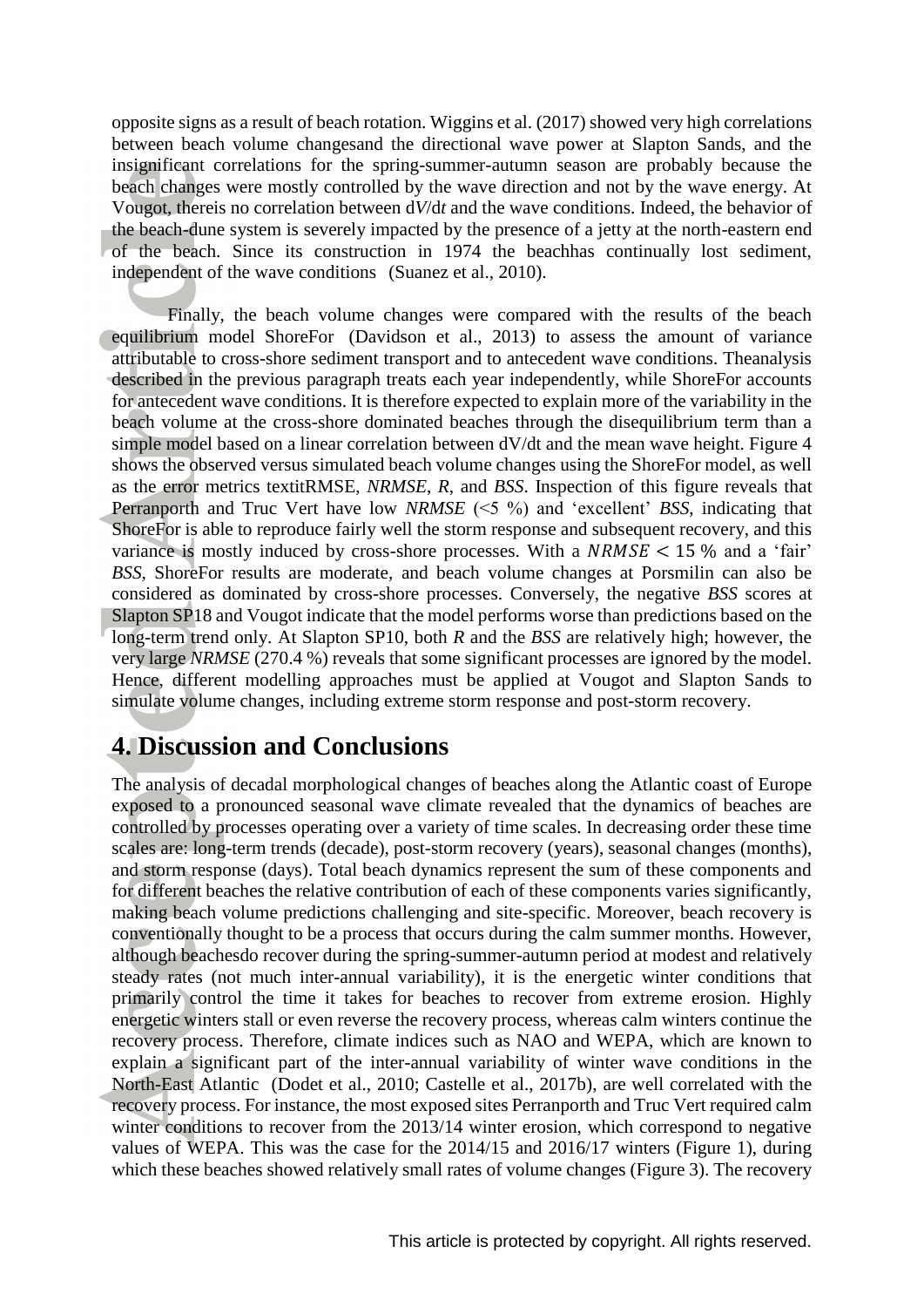opposite signs as a result of beach rotation. Wiggins et al. (2017) showed very high correlations between beach volume changesand the directional wave power at Slapton Sands, and the insignificant correlations for the spring-summer-autumn season are probably because the beach changes were mostly controlled by the wave direction and not by the wave energy. At Vougot, thereis no correlation between d*V*/d*t* and the wave conditions. Indeed, the behavior of the beach-dune system is severely impacted by the presence of a jetty at the north-eastern end of the beach. Since its construction in 1974 the beachhas continually lost sediment, independent of the wave conditions (Suanez et al., 2010).

Finally, the beach volume changes were compared with the results of the beach equilibrium model ShoreFor (Davidson et al., 2013) to assess the amount of variance attributable to cross-shore sediment transport and to antecedent wave conditions. Theanalysis described in the previous paragraph treats each year independently, while ShoreFor accounts for antecedent wave conditions. It is therefore expected to explain more of the variability in the beach volume at the cross-shore dominated beaches through the disequilibrium term than a simple model based on a linear correlation between dV/dt and the mean wave height. Figure 4 shows the observed versus simulated beach volume changes using the ShoreFor model, as well as the error metrics textitRMSE, *NRMSE*, *R*, and *BSS*. Inspection of this figure reveals that Perranporth and Truc Vert have low *NRMSE* (<5 %) and 'excellent' *BSS*, indicating that ShoreFor is able to reproduce fairly well the storm response and subsequent recovery, and this variance is mostly induced by cross-shore processes. With a $NRMSE < 15$ % and a 'fair' *BSS*, ShoreFor results are moderate, and beach volume changes at Porsmilin can also be considered as dominated by cross-shore processes. Conversely, the negative *BSS* scores at Slapton SP18 and Vougot indicate that the model performs worse than predictions based on the long-term trend only. At Slapton SP10, both *R* and the *BSS* are relatively high; however, the very large *NRMSE* (270.4 %) reveals that some significant processes are ignored by the model. Hence, different modelling approaches must be applied at Vougot and Slapton Sands to simulate volume changes, including extreme storm response and post-storm recovery.

# 4. Discussion and Conclusions

The analysis of decadal morphological changes of beaches along the Atlantic coast of Europe exposed to a pronounced seasonal wave climate revealed that the dynamics of beaches are controlled by processes operating over a variety of time scales. In decreasing order these time scales are: long-term trends (decade), post-storm recovery (years), seasonal changes (months), and storm response (days). Total beach dynamics represent the sum of these components and for different beaches the relative contribution of each of these components varies significantly, making beach volume predictions challenging and site-specific. Moreover, beach recovery is conventionally thought to be a process that occurs during the calm summer months. However, although beachesdo recover during the spring-summer-autumn period at modest and relatively steady rates (not much inter-annual variability), it is the energetic winter conditions that primarily control the time it takes for beaches to recover from extreme erosion. Highly energetic winters stall or even reverse the recovery process, whereas calm winters continue the recovery process. Therefore, climate indices such as NAO and WEPA, which are known to explain a significant part of the inter-annual variability of winter wave conditions in the North-East Atlantic (Dodet et al., 2010; Castelle et al., 2017b), are well correlated with the recovery process. For instance, the most exposed sites Perranporth and Truc Vert required calm winter conditions to recover from the 2013/14 winter erosion, which correspond to negative values of WEPA. This was the case for the 2014/15 and 2016/17 winters (Figure 1), during which these beaches showed relatively small rates of volume changes (Figure 3). The recovery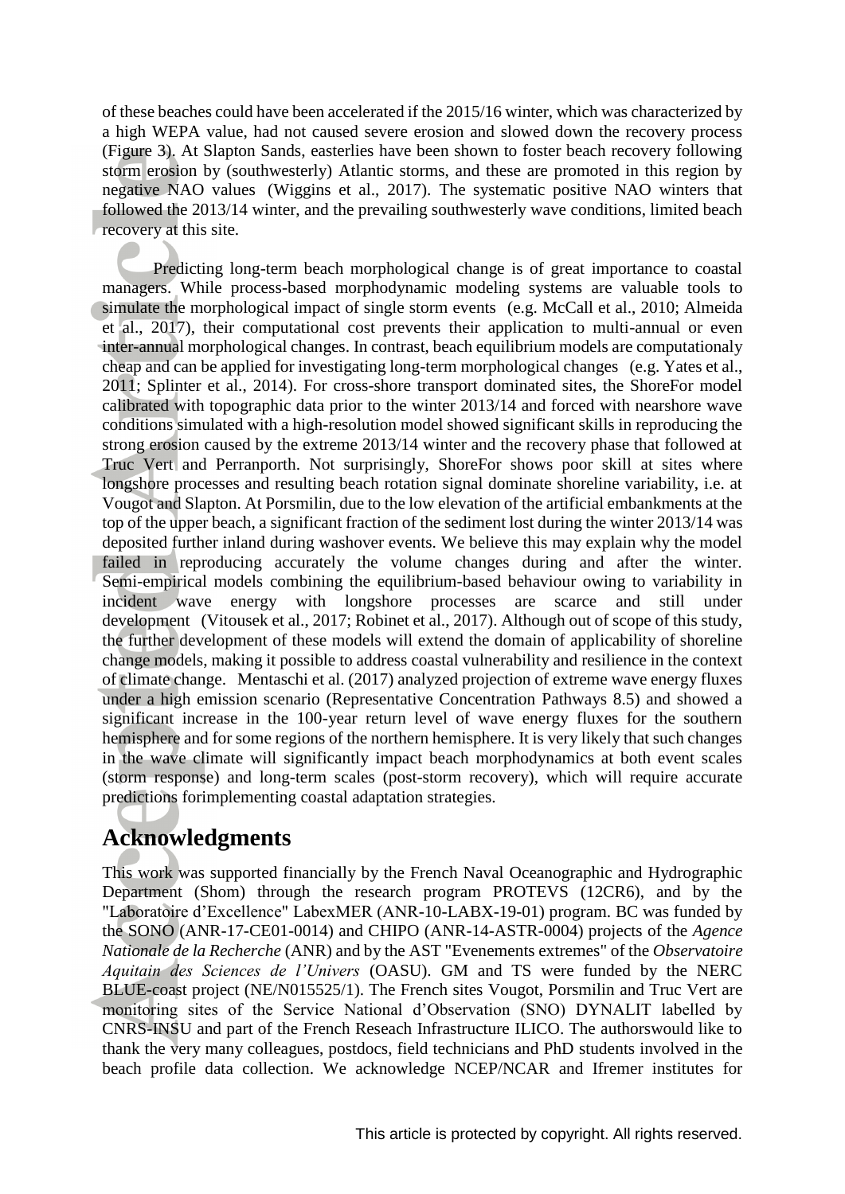of these beaches could have been accelerated if the 2015/16 winter, which was characterized by a high WEPA value, had not caused severe erosion and slowed down the recovery process (Figure 3). At Slapton Sands, easterlies have been shown to foster beach recovery following storm erosion by (southwesterly) Atlantic storms, and these are promoted in this region by negative NAO values (Wiggins et al., 2017). The systematic positive NAO winters that followed the 2013/14 winter, and the prevailing southwesterly wave conditions, limited beach recovery at this site.

Predicting long-term beach morphological change is of great importance to coastal managers. While process-based morphodynamic modeling systems are valuable tools to simulate the morphological impact of single storm events (e.g. McCall et al., 2010; Almeida et al., 2017), their computational cost prevents their application to multi-annual or even inter-annual morphological changes. In contrast, beach equilibrium models are computationaly cheap and can be applied for investigating long-term morphological changes (e.g. Yates et al., 2011; Splinter et al., 2014). For cross-shore transport dominated sites, the ShoreFor model calibrated with topographic data prior to the winter 2013/14 and forced with nearshore wave conditions simulated with a high-resolution model showed significant skills in reproducing the strong erosion caused by the extreme 2013/14 winter and the recovery phase that followed at Truc Vert and Perranporth. Not surprisingly, ShoreFor shows poor skill at sites where longshore processes and resulting beach rotation signal dominate shoreline variability, i.e. at Vougot and Slapton. At Porsmilin, due to the low elevation of the artificial embankments at the top of the upper beach, a significant fraction of the sediment lost during the winter 2013/14 was deposited further inland during washover events. We believe this may explain why the model failed in reproducing accurately the volume changes during and after the winter. Semi-empirical models combining the equilibrium-based behaviour owing to variability in incident wave energy with longshore processes are scarce and still under development (Vitousek et al., 2017; Robinet et al., 2017). Although out of scope of this study, the further development of these models will extend the domain of applicability of shoreline change models, making it possible to address coastal vulnerability and resilience in the context of climate change. Mentaschi et al. (2017) analyzed projection of extreme wave energy fluxes under a high emission scenario (Representative Concentration Pathways 8.5) and showed a significant increase in the 100-year return level of wave energy fluxes for the southern hemisphere and for some regions of the northern hemisphere. It is very likely that such changes in the wave climate will significantly impact beach morphodynamics at both event scales (storm response) and long-term scales (post-storm recovery), which will require accurate predictions forimplementing coastal adaptation strategies.

# Acknowledgments

This work was supported financially by the French Naval Oceanographic and Hydrographic Department (Shom) through the research program PROTEVS (12CR6), and by the "Laboratoire d'Excellence" LabexMER (ANR-10-LABX-19-01) program. BC was funded by the SONO (ANR-17-CE01-0014) and CHIPO (ANR-14-ASTR-0004) projects of the *Agence Nationale de la Recherche* (ANR) and by the AST "Evenements extremes" of the *Observatoire Aquitain des Sciences de l'Univers* (OASU). GM and TS were funded by the NERC BLUE-coast project (NE/N015525/1). The French sites Vougot, Porsmilin and Truc Vert are monitoring sites of the Service National d'Observation (SNO) DYNALIT labelled by CNRS-INSU and part of the French Reseach Infrastructure ILICO. The authorswould like to thank the very many colleagues, postdocs, field technicians and PhD students involved in the beach profile data collection. We acknowledge NCEP/NCAR and Ifremer institutes for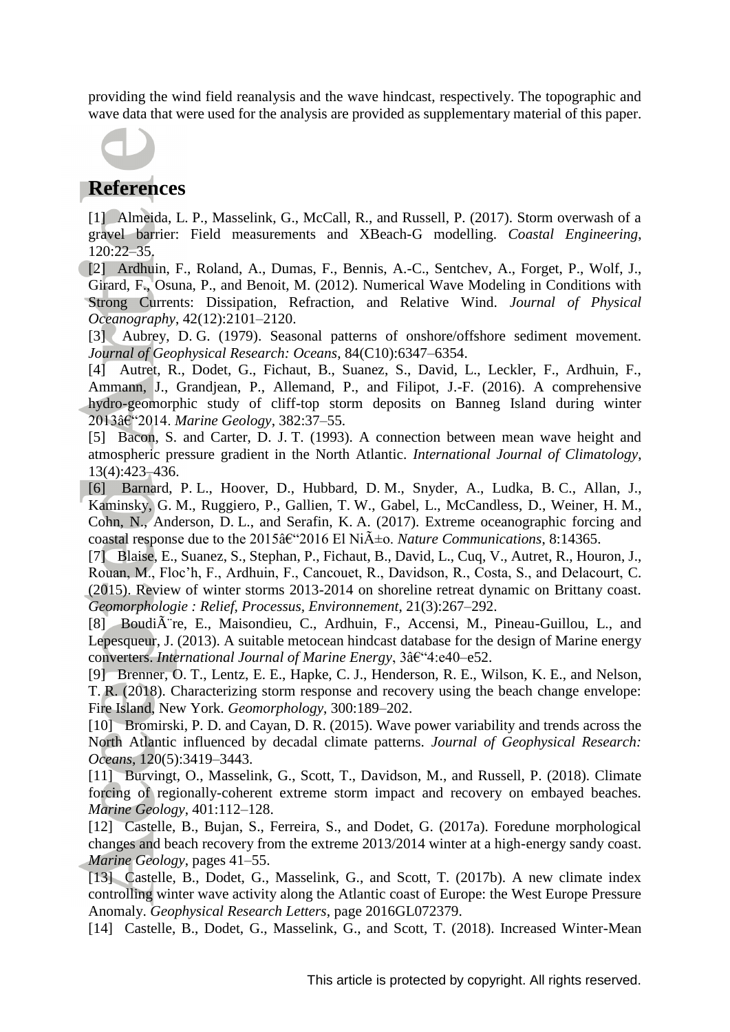providing the wind field reanalysis and the wave hindcast, respectively. The topographic and wave data that were used for the analysis are provided as supplementary material of this paper.

# References

[1] Almeida, L. P., Masselink, G., McCall, R., and Russell, P. (2017). Storm overwash of a gravel barrier: Field measurements and XBeach-G modelling. *Coastal Engineering*, 120:22–35.

[2] Ardhuin, F., Roland, A., Dumas, F., Bennis, A.-C., Sentchev, A., Forget, P., Wolf, J., Girard, F., Osuna, P., and Benoit, M. (2012). Numerical Wave Modeling in Conditions with Strong Currents: Dissipation, Refraction, and Relative Wind. *Journal of Physical Oceanography*, 42(12):2101–2120.

[3] Aubrey, D. G. (1979). Seasonal patterns of onshore/offshore sediment movement. *Journal of Geophysical Research: Oceans*, 84(C10):6347–6354.

[4] Autret, R., Dodet, G., Fichaut, B., Suanez, S., David, L., Leckler, F., Ardhuin, F., Ammann, J., Grandjean, P., Allemand, P., and Filipot, J.-F. (2016). A comprehensive hydro-geomorphic study of cliff-top storm deposits on Banneg Island during winter 2013â€"2014. *Marine Geology*, 382:37–55.

[5] Bacon, S. and Carter, D. J. T. (1993). A connection between mean wave height and atmospheric pressure gradient in the North Atlantic. *International Journal of Climatology*, 13(4):423–436.

[6] Barnard, P. L., Hoover, D., Hubbard, D. M., Snyder, A., Ludka, B. C., Allan, J., Kaminsky, G. M., Ruggiero, P., Gallien, T. W., Gabel, L., McCandless, D., Weiner, H. M., Cohn, N., Anderson, D. L., and Serafin, K. A. (2017). Extreme oceanographic forcing and coastal response due to the 2015â€"2016 El NiÃ±o. *Nature Communications*, 8:14365.

[7] Blaise, E., Suanez, S., Stephan, P., Fichaut, B., David, L., Cuq, V., Autret, R., Houron, J., Rouan, M., Floc'h, F., Ardhuin, F., Cancouet, R., Davidson, R., Costa, S., and Delacourt, C. (2015). Review of winter storms 2013-2014 on shoreline retreat dynamic on Brittany coast. *Geomorphologie : Relief, Processus, Environnement*, 21(3):267–292.

[8] BoudiÃ¨re, E., Maisondieu, C., Ardhuin, F., Accensi, M., Pineau-Guillou, L., and Lepesqueur, J. (2013). A suitable metocean hindcast database for the design of Marine energy converters. *International Journal of Marine Energy*, 3â€"4:e40–e52.

[9] Brenner, O. T., Lentz, E. E., Hapke, C. J., Henderson, R. E., Wilson, K. E., and Nelson, T. R. (2018). Characterizing storm response and recovery using the beach change envelope: Fire Island, New York. *Geomorphology*, 300:189–202.

[10] Bromirski, P. D. and Cayan, D. R. (2015). Wave power variability and trends across the North Atlantic influenced by decadal climate patterns. *Journal of Geophysical Research: Oceans*, 120(5):3419–3443.

[11] Burvingt, O., Masselink, G., Scott, T., Davidson, M., and Russell, P. (2018). Climate forcing of regionally-coherent extreme storm impact and recovery on embayed beaches. *Marine Geology*, 401:112–128.

[12] Castelle, B., Bujan, S., Ferreira, S., and Dodet, G. (2017a). Foredune morphological changes and beach recovery from the extreme 2013/2014 winter at a high-energy sandy coast. *Marine Geology*, pages 41–55.

[13] Castelle, B., Dodet, G., Masselink, G., and Scott, T. (2017b). A new climate index controlling winter wave activity along the Atlantic coast of Europe: the West Europe Pressure Anomaly. *Geophysical Research Letters*, page 2016GL072379.

[14] Castelle, B., Dodet, G., Masselink, G., and Scott, T. (2018). Increased Winter-Mean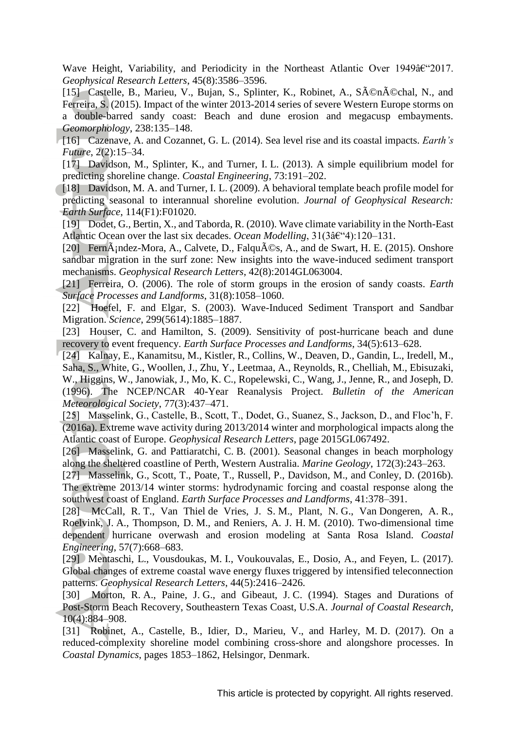Wave Height, Variability, and Periodicity in the Northeast Atlantic Over 1949â€“2017. *Geophysical Research Letters*, 45(8):3586–3596.

[15] Castelle, B., Marieu, V., Bujan, S., Splinter, K., Robinet, A., SÃ©nÃ©chal, N., and Ferreira, S. (2015). Impact of the winter 2013-2014 series of severe Western Europe storms on a double-barred sandy coast: Beach and dune erosion and megacusp embayments. *Geomorphology*, 238:135–148.

[16] Cazenave, A. and Cozannet, G. L. (2014). Sea level rise and its coastal impacts. *Earth's Future*, 2(2):15–34.

[17] Davidson, M., Splinter, K., and Turner, I. L. (2013). A simple equilibrium model for predicting shoreline change. *Coastal Engineering*, 73:191–202.

[18] Davidson, M. A. and Turner, I. L. (2009). A behavioral template beach profile model for predicting seasonal to interannual shoreline evolution. *Journal of Geophysical Research: Earth Surface*, 114(F1):F01020.

[19] Dodet, G., Bertin, X., and Taborda, R. (2010). Wave climate variability in the North-East Atlantic Ocean over the last six decades. *Ocean Modelling*, 31(3â€“4):120–131.

[20] FernÃ¡ndez-Mora, A., Calvete, D., FalquÃ©s, A., and de Swart, H. E. (2015). Onshore sandbar migration in the surf zone: New insights into the wave-induced sediment transport mechanisms. *Geophysical Research Letters*, 42(8):2014GL063004.

[21] Ferreira, O. (2006). The role of storm groups in the erosion of sandy coasts. *Earth Surface Processes and Landforms*, 31(8):1058–1060.

[22] Hoefel, F. and Elgar, S. (2003). Wave-Induced Sediment Transport and Sandbar Migration. *Science*, 299(5614):1885–1887.

[23] Houser, C. and Hamilton, S. (2009). Sensitivity of post-hurricane beach and dune recovery to event frequency. *Earth Surface Processes and Landforms*, 34(5):613–628.

[24] Kalnay, E., Kanamitsu, M., Kistler, R., Collins, W., Deaven, D., Gandin, L., Iredell, M., Saha, S., White, G., Woollen, J., Zhu, Y., Leetmaa, A., Reynolds, R., Chelliah, M., Ebisuzaki, W., Higgins, W., Janowiak, J., Mo, K. C., Ropelewski, C., Wang, J., Jenne, R., and Joseph, D. (1996). The NCEP/NCAR 40-Year Reanalysis Project. *Bulletin of the American Meteorological Society*, 77(3):437–471.

[25] Masselink, G., Castelle, B., Scott, T., Dodet, G., Suanez, S., Jackson, D., and Floc'h, F. (2016a). Extreme wave activity during 2013/2014 winter and morphological impacts along the Atlantic coast of Europe. *Geophysical Research Letters*, page 2015GL067492.

[26] Masselink, G. and Pattiaratchi, C. B. (2001). Seasonal changes in beach morphology along the sheltered coastline of Perth, Western Australia. *Marine Geology*, 172(3):243–263.

[27] Masselink, G., Scott, T., Poate, T., Russell, P., Davidson, M., and Conley, D. (2016b). The extreme 2013/14 winter storms: hydrodynamic forcing and coastal response along the southwest coast of England. *Earth Surface Processes and Landforms*, 41:378–391.

[28] McCall, R. T., Van Thiel de Vries, J. S. M., Plant, N. G., Van Dongeren, A. R., Roelvink, J. A., Thompson, D. M., and Reniers, A. J. H. M. (2010). Two-dimensional time dependent hurricane overwash and erosion modeling at Santa Rosa Island. *Coastal Engineering*, 57(7):668–683.

[29] Mentaschi, L., Vousdoukas, M. I., Voukouvalas, E., Dosio, A., and Feyen, L. (2017). Global changes of extreme coastal wave energy fluxes triggered by intensified teleconnection patterns. *Geophysical Research Letters*, 44(5):2416–2426.

[30] Morton, R. A., Paine, J. G., and Gibeaut, J. C. (1994). Stages and Durations of Post-Storm Beach Recovery, Southeastern Texas Coast, U.S.A. *Journal of Coastal Research*, 10(4):884–908.

[31] Robinet, A., Castelle, B., Idier, D., Marieu, V., and Harley, M. D. (2017). On a reduced-complexity shoreline model combining cross-shore and alongshore processes. In *Coastal Dynamics*, pages 1853–1862, Helsingor, Denmark.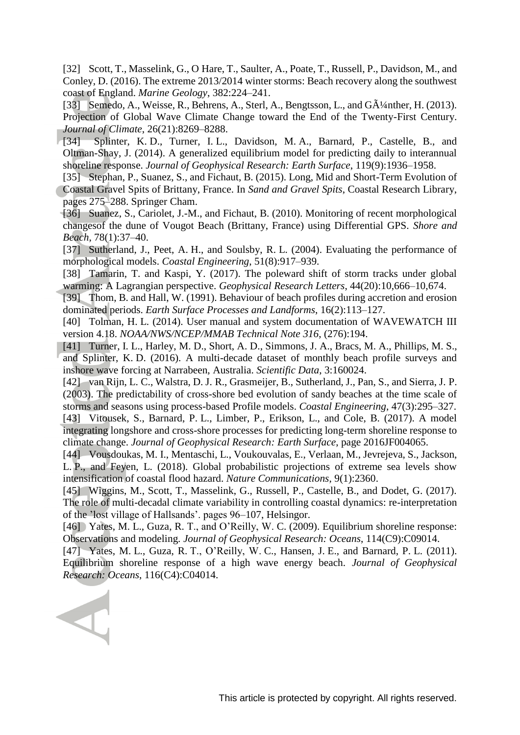[32] Scott, T., Masselink, G., O Hare, T., Saulter, A., Poate, T., Russell, P., Davidson, M., and Conley, D. (2016). The extreme 2013/2014 winter storms: Beach recovery along the southwest coast of England. *Marine Geology*, 382:224–241.

[33] Semedo, A., Weisse, R., Behrens, A., Sterl, A., Bengtsson, L., and GÃ¼nther, H. (2013). Projection of Global Wave Climate Change toward the End of the Twenty-First Century. *Journal of Climate*, 26(21):8269–8288.

[34] Splinter, K. D., Turner, I. L., Davidson, M. A., Barnard, P., Castelle, B., and Oltman-Shay, J. (2014). A generalized equilibrium model for predicting daily to interannual shoreline response. *Journal of Geophysical Research: Earth Surface*, 119(9):1936–1958.

[35] Stephan, P., Suanez, S., and Fichaut, B. (2015). Long, Mid and Short-Term Evolution of Coastal Gravel Spits of Brittany, France. In *Sand and Gravel Spits*, Coastal Research Library, pages 275–288. Springer Cham.

[36] Suanez, S., Cariolet, J.-M., and Fichaut, B. (2010). Monitoring of recent morphological changesof the dune of Vougot Beach (Brittany, France) using Differential GPS. *Shore and Beach*, 78(1):37–40.

[37] Sutherland, J., Peet, A. H., and Soulsby, R. L. (2004). Evaluating the performance of morphological models. *Coastal Engineering*, 51(8):917–939.

[38] Tamarin, T. and Kaspi, Y. (2017). The poleward shift of storm tracks under global warming: A Lagrangian perspective. *Geophysical Research Letters*, 44(20):10,666–10,674.

[39] Thom, B. and Hall, W. (1991). Behaviour of beach profiles during accretion and erosion dominated periods. *Earth Surface Processes and Landforms*, 16(2):113–127.

[40] Tolman, H. L. (2014). User manual and system documentation of WAVEWATCH III version 4.18. *NOAA/NWS/NCEP/MMAB Technical Note 316*, (276):194.

[41] Turner, I. L., Harley, M. D., Short, A. D., Simmons, J. A., Bracs, M. A., Phillips, M. S., and Splinter, K. D. (2016). A multi-decade dataset of monthly beach profile surveys and inshore wave forcing at Narrabeen, Australia. *Scientific Data*, 3:160024.

[42] van Rijn, L. C., Walstra, D. J. R., Grasmeijer, B., Sutherland, J., Pan, S., and Sierra, J. P. (2003). The predictability of cross-shore bed evolution of sandy beaches at the time scale of storms and seasons using process-based Profile models. *Coastal Engineering*, 47(3):295–327.

[43] Vitousek, S., Barnard, P. L., Limber, P., Erikson, L., and Cole, B. (2017). A model integrating longshore and cross-shore processes for predicting long-term shoreline response to climate change. *Journal of Geophysical Research: Earth Surface*, page 2016JF004065.

[44] Vousdoukas, M. I., Mentaschi, L., Voukouvalas, E., Verlaan, M., Jevrejeva, S., Jackson, L. P., and Feyen, L. (2018). Global probabilistic projections of extreme sea levels show intensification of coastal flood hazard. *Nature Communications*, 9(1):2360.

[45] Wiggins, M., Scott, T., Masselink, G., Russell, P., Castelle, B., and Dodet, G. (2017). The role of multi-decadal climate variability in controlling coastal dynamics: re-interpretation of the 'lost village of Hallsands'. pages 96–107, Helsingor.

[46] Yates, M. L., Guza, R. T., and O'Reilly, W. C. (2009). Equilibrium shoreline response: Observations and modeling. *Journal of Geophysical Research: Oceans*, 114(C9):C09014.

[47] Yates, M. L., Guza, R. T., O'Reilly, W. C., Hansen, J. E., and Barnard, P. L. (2011). Equilibrium shoreline response of a high wave energy beach. *Journal of Geophysical Research: Oceans*, 116(C4):C04014.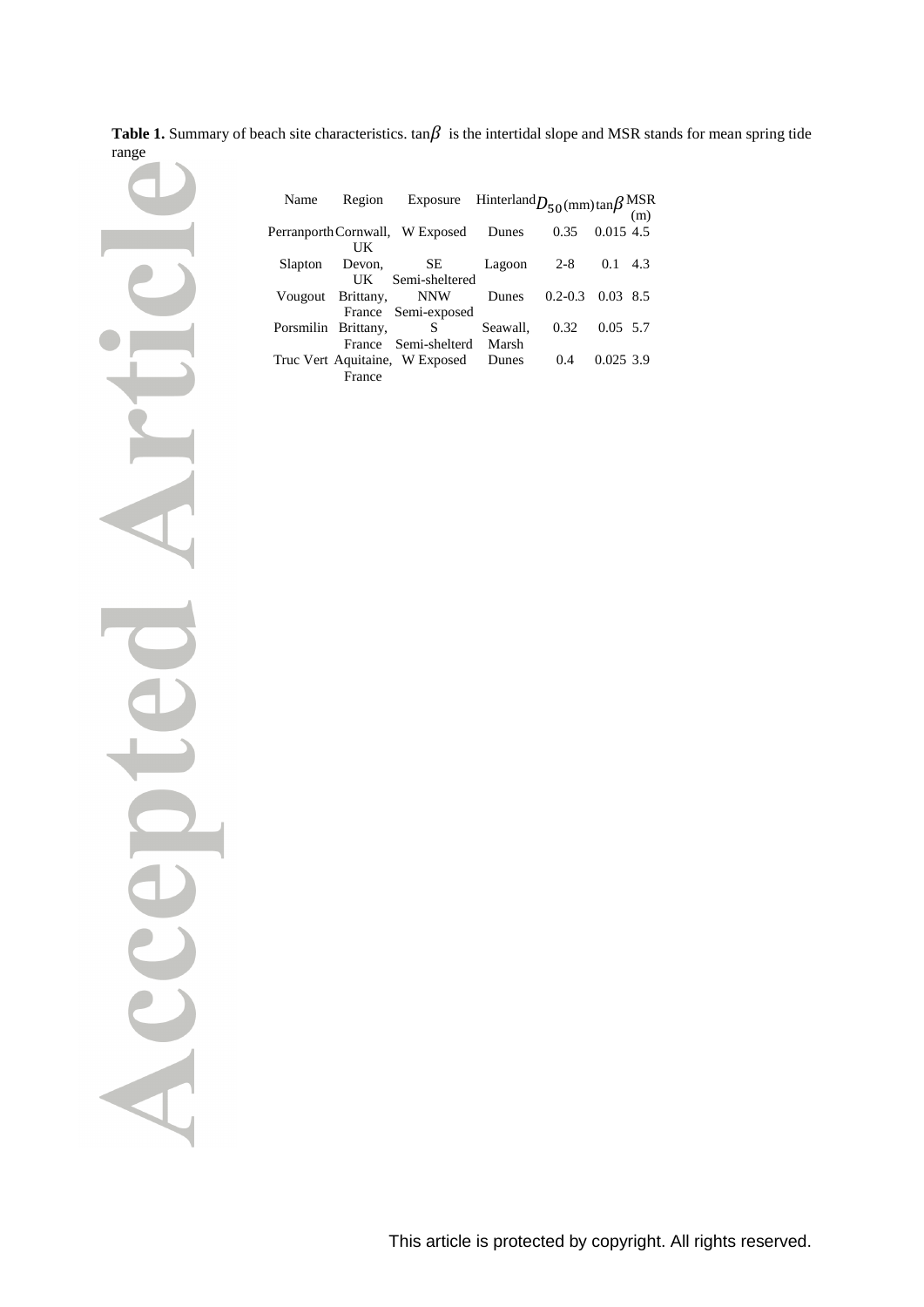**Table 1.** Summary of beach site characteristics. $\tan\beta$ is the intertidal slope and MSR stands for mean spring tide range

| Name | Region | Exposure | Hinterland | $D_{50}$ (mm) | $\tan\beta$ | MSR (m) |
|---|---|---|---|---|---|---|
| Perranporth | Cornwall, UK | W Exposed | Dunes | 0.35 | 0.015 | 4.5 |
| Slapton | Devon, UK | SE Semi-sheltered | Lagoon | 2-8 | 0.1 | 4.3 |
| Vougout | Brittany, France | NNW Semi-exposed | Dunes | 0.2-0.3 | 0.03 | 8.5 |
| Porsmilin | Brittany, France | S Semi-shelterd | Seawall, Marsh | 0.32 | 0.05 | 5.7 |
| Truc Vert | Aquitaine, France | W Exposed | Dunes | 0.4 | 0.025 | 3.9 |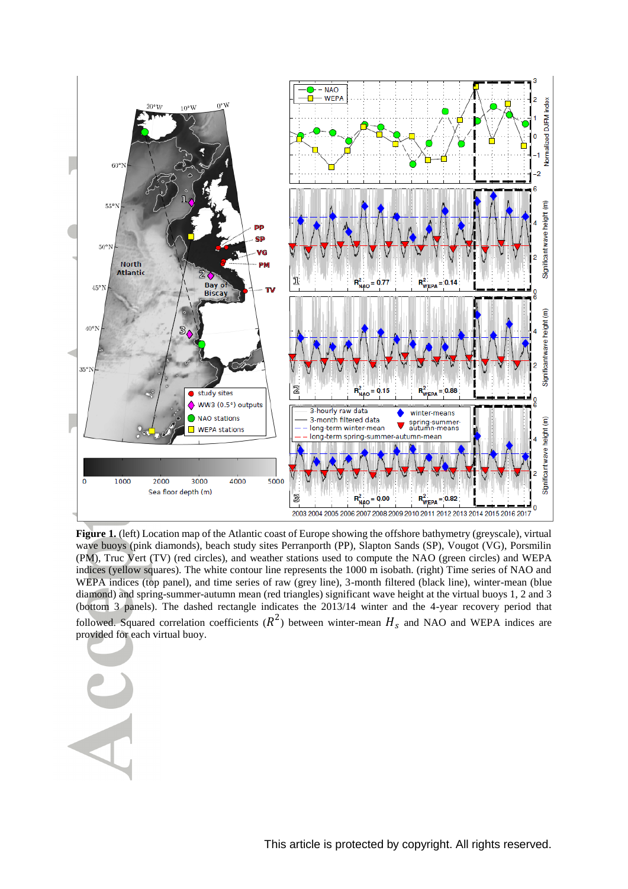**Figure 1.** (left) Location map of the Atlantic coast of Europe showing the offshore bathymetry (greyscale), virtual wave buoys (pink diamonds), beach study sites Perranporth (PP), Slapton Sands (SP), Vougot (VG), Porsmilin (PM), Truc Vert (TV) (red circles), and weather stations used to compute the NAO (green circles) and WEPA indices (yellow squares). The white contour line represents the 1000 m isobath. (right) Time series of NAO and WEPA indices (top panel), and time series of raw (grey line), 3-month filtered (black line), winter-mean (blue diamond) and spring-summer-autumn mean (red triangles) significant wave height at the virtual buoys 1, 2 and 3 (bottom 3 panels). The dashed rectangle indicates the 2013/14 winter and the 4-year recovery period that followed. Squared correlation coefficients ($R^2$) between winter-mean $H_s$ and NAO and WEPA indices are provided for each virtual buoy.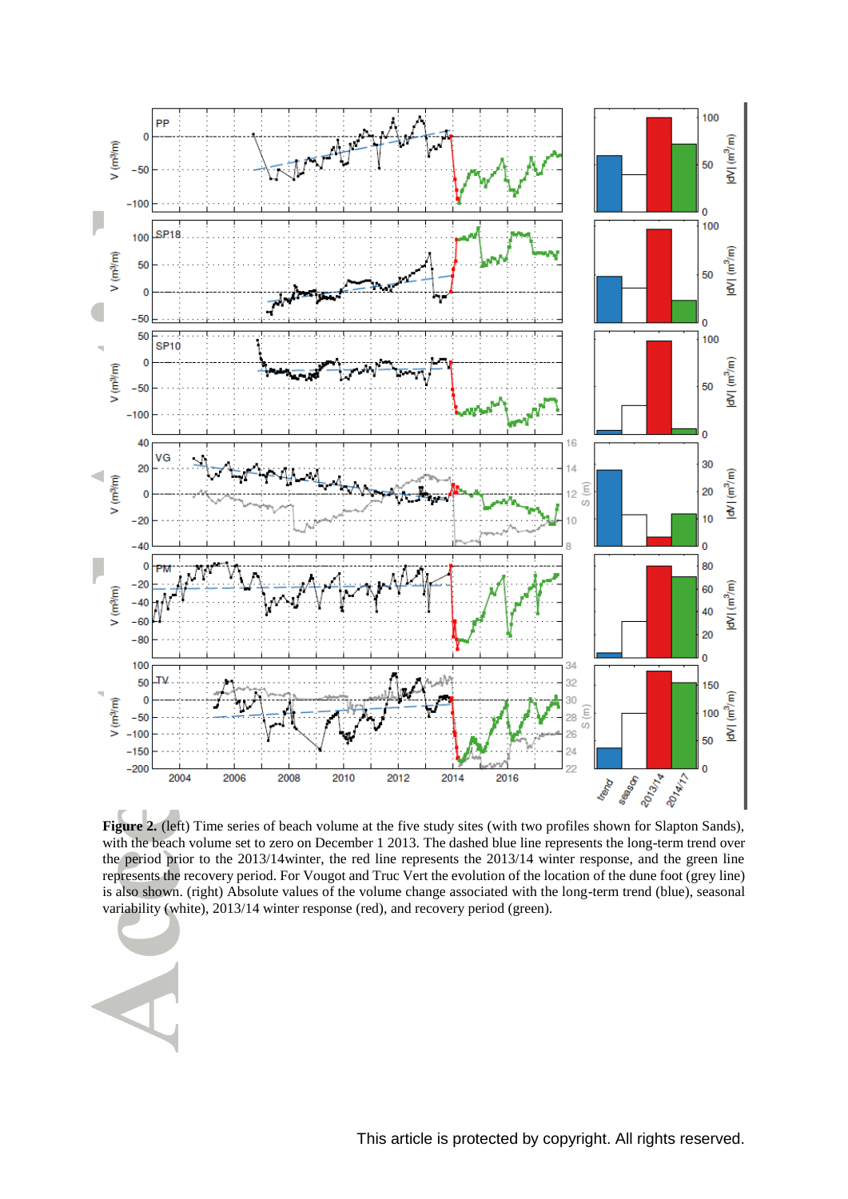**Figure 2.** (left) Time series of beach volume at the five study sites (with two profiles shown for Slapton Sands), with the beach volume set to zero on December 1 2013. The dashed blue line represents the long-term trend over the period prior to the 2013/14winter, the red line represents the 2013/14 winter response, and the green line represents the recovery period. For Vougot and Truc Vert the evolution of the location of the dune foot (grey line) is also shown. (right) Absolute values of the volume change associated with the long-term trend (blue), seasonal variability (white), 2013/14 winter response (red), and recovery period (green).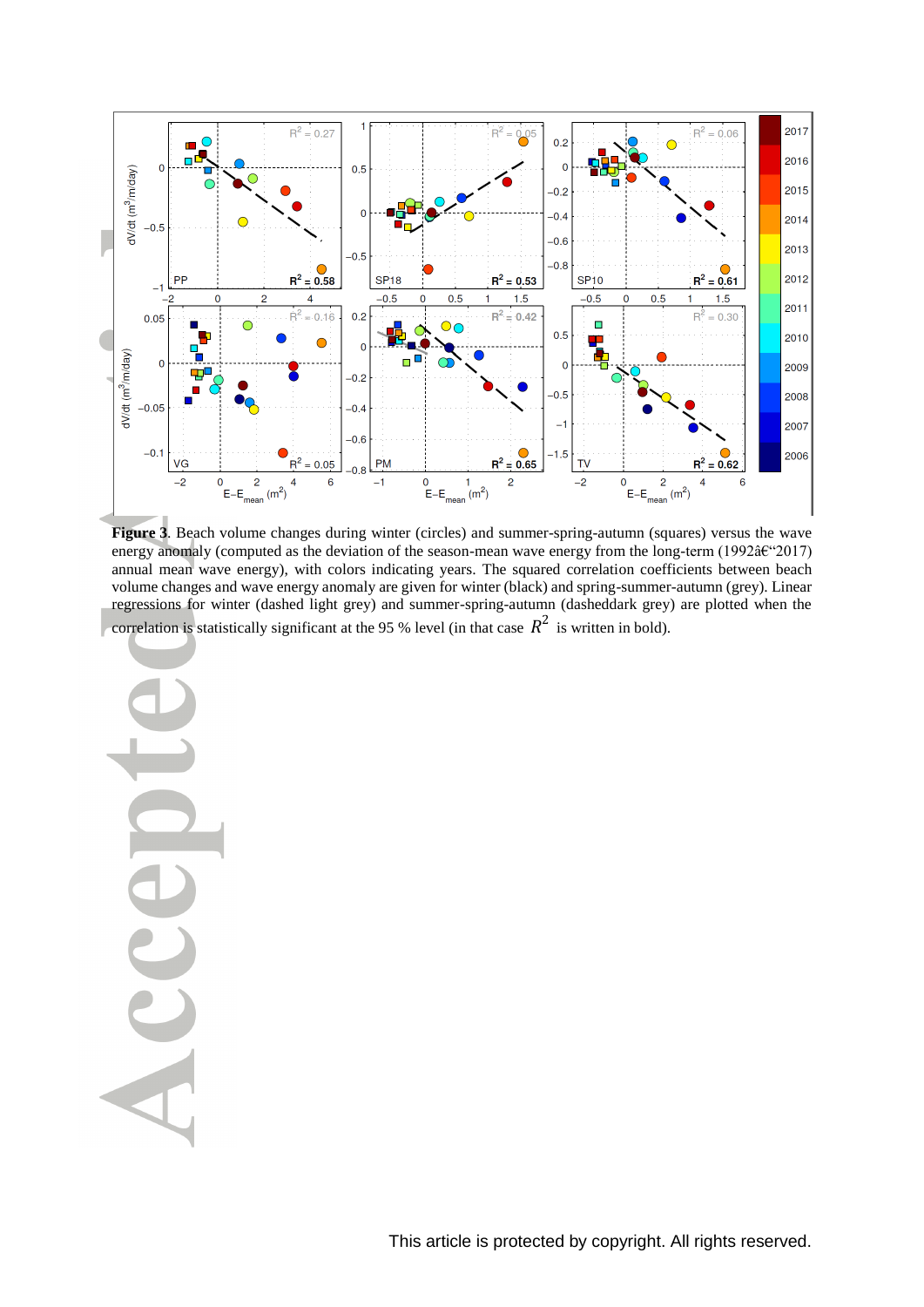**Figure 3**. Beach volume changes during winter (circles) and summer-spring-autumn (squares) versus the wave energy anomaly (computed as the deviation of the season-mean wave energy from the long-term (1992â€"2017) annual mean wave energy), with colors indicating years. The squared correlation coefficients between beach volume changes and wave energy anomaly are given for winter (black) and spring-summer-autumn (grey). Linear regressions for winter (dashed light grey) and summer-spring-autumn (dasheddark grey) are plotted when the correlation is statistically significant at the 95 % level (in that case $R^2$ is written in bold).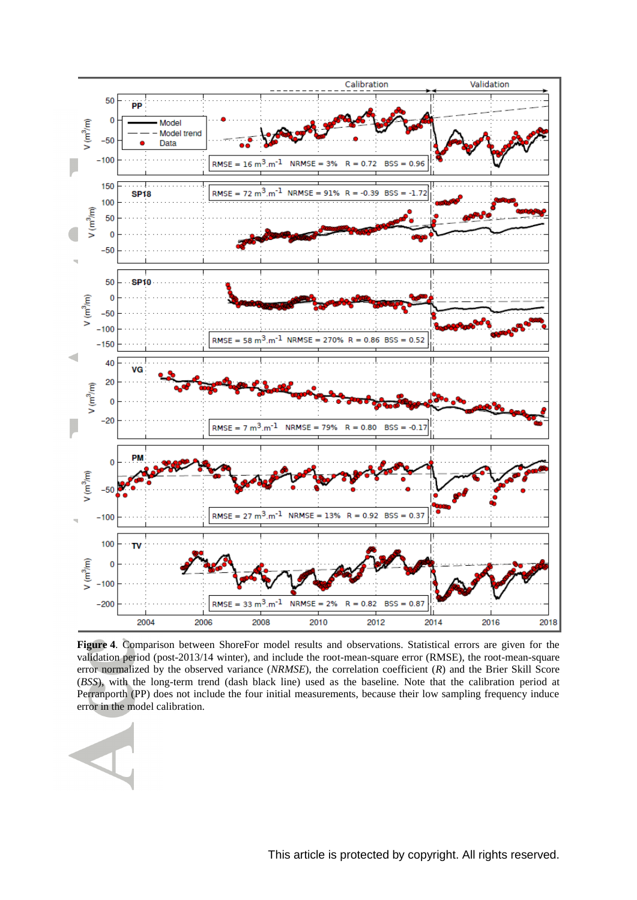Calibration

Validation

PP

Model

Model trend

Data

RMSE = 16 m$^3$.m$^{-1}$ NRMSE = 3% R = 0.72 BSS = 0.96

SP18

RMSE = 72 m$^3$.m$^{-1}$ NRMSE = 91% R = -0.39 BSS = -1.72

SP10

RMSE = 58 m$^3$.m$^{-1}$ NRMSE = 270% R = 0.86 BSS = 0.52

VG

RMSE = 7 m$^3$.m$^{-1}$ NRMSE = 79% R = 0.80 BSS = -0.17

PM

RMSE = 27 m$^3$.m$^{-1}$ NRMSE = 13% R = 0.92 BSS = 0.37

TV

RMSE = 33 m$^3$.m$^{-1}$ NRMSE = 2% R = 0.82 BSS = 0.87

V (m$^3$/m)

2004 2006 2008 2010 2012 2014 2016 2018

**Figure 4**. Comparison between ShoreFor model results and observations. Statistical errors are given for the validation period (post-2013/14 winter), and include the root-mean-square error (RMSE), the root-mean-square error normalized by the observed variance (*NRMSE*), the correlation coefficient (*R*) and the Brier Skill Score (*BSS*), with the long-term trend (dash black line) used as the baseline. Note that the calibration period at Perranporth (PP) does not include the four initial measurements, because their low sampling frequency induce error in the model calibration.